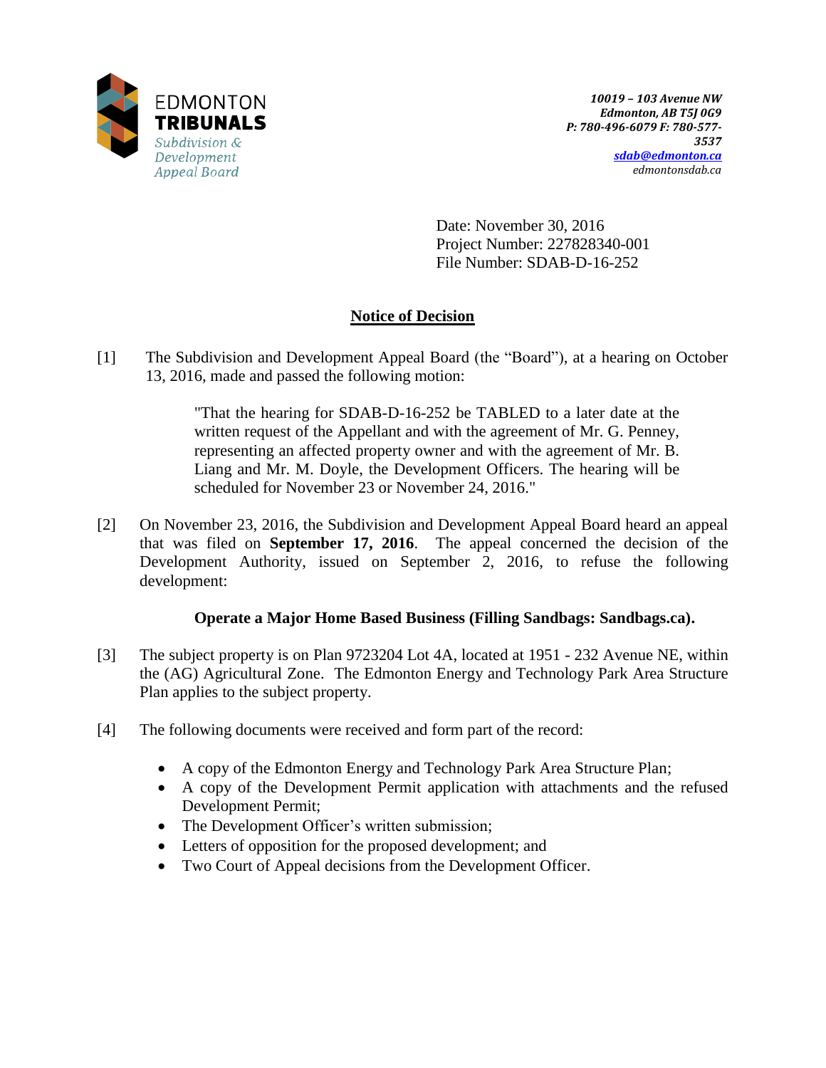EDMONTON
**TRIBUNALS**
*Subdivision & Development Appeal Board*

***10019 – 103 Avenue NW***
***Edmonton, AB T5J 0G9***
***P: 780-496-6079 F: 780-577-3537***
***sdab@edmonton.ca***
*edmontonsdab.ca*

Date: November 30, 2016
Project Number: 227828340-001
File Number: SDAB-D-16-252

## Notice of Decision

[1] The Subdivision and Development Appeal Board (the "Board"), at a hearing on October 13, 2016, made and passed the following motion:

> "That the hearing for SDAB-D-16-252 be TABLED to a later date at the written request of the Appellant and with the agreement of Mr. G. Penney, representing an affected property owner and with the agreement of Mr. B. Liang and Mr. M. Doyle, the Development Officers. The hearing will be scheduled for November 23 or November 24, 2016."

[2] On November 23, 2016, the Subdivision and Development Appeal Board heard an appeal that was filed on **September 17, 2016**. The appeal concerned the decision of the Development Authority, issued on September 2, 2016, to refuse the following development:

**Operate a Major Home Based Business (Filling Sandbags: Sandbags.ca).**

[3] The subject property is on Plan 9723204 Lot 4A, located at 1951 - 232 Avenue NE, within the (AG) Agricultural Zone. The Edmonton Energy and Technology Park Area Structure Plan applies to the subject property.

[4] The following documents were received and form part of the record:

- A copy of the Edmonton Energy and Technology Park Area Structure Plan;
- A copy of the Development Permit application with attachments and the refused Development Permit;
- The Development Officer's written submission;
- Letters of opposition for the proposed development; and
- Two Court of Appeal decisions from the Development Officer.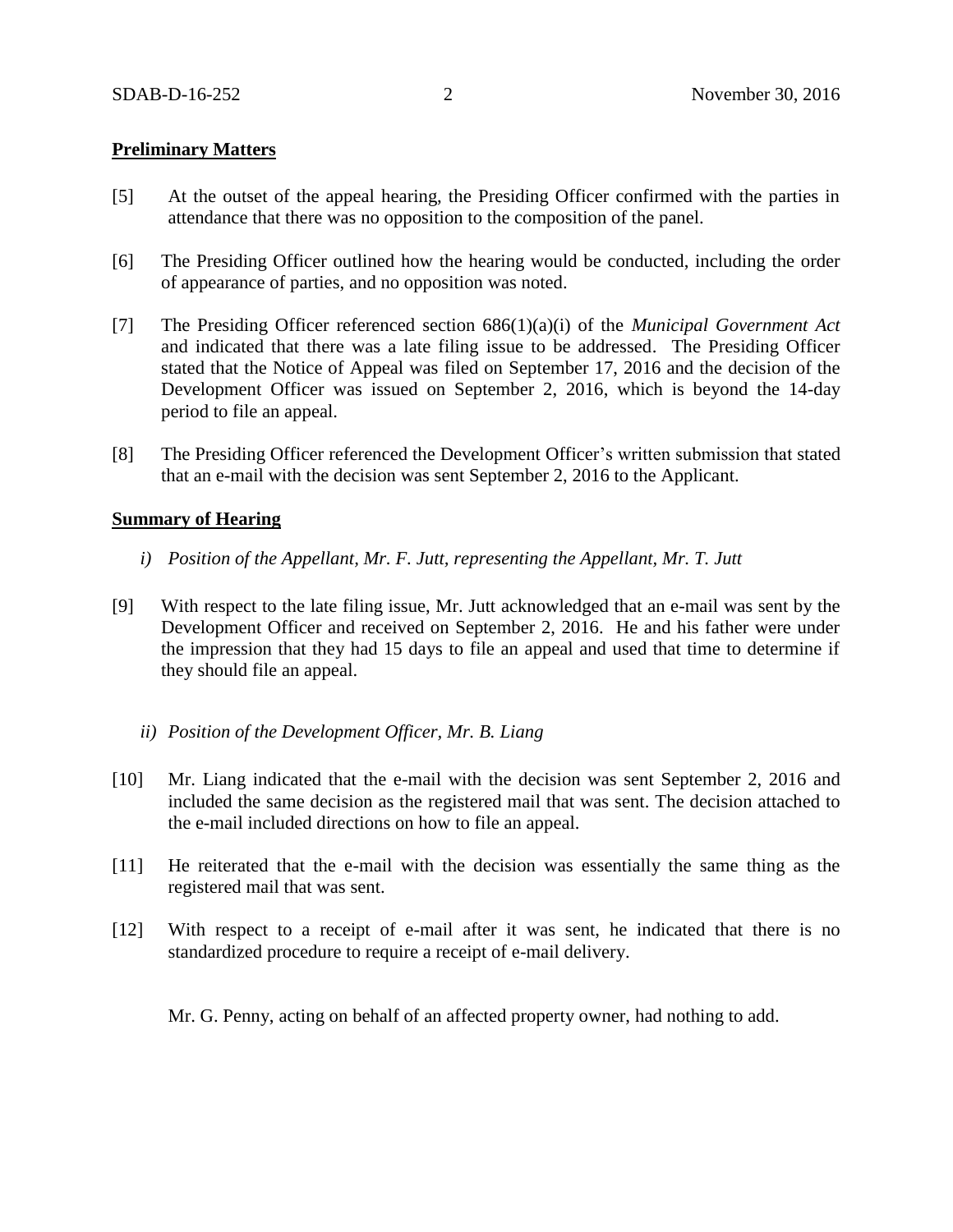**Preliminary Matters**

[5] At the outset of the appeal hearing, the Presiding Officer confirmed with the parties in attendance that there was no opposition to the composition of the panel.

[6] The Presiding Officer outlined how the hearing would be conducted, including the order of appearance of parties, and no opposition was noted.

[7] The Presiding Officer referenced section 686(1)(a)(i) of the *Municipal Government Act* and indicated that there was a late filing issue to be addressed. The Presiding Officer stated that the Notice of Appeal was filed on September 17, 2016 and the decision of the Development Officer was issued on September 2, 2016, which is beyond the 14-day period to file an appeal.

[8] The Presiding Officer referenced the Development Officer's written submission that stated that an e-mail with the decision was sent September 2, 2016 to the Applicant.

**Summary of Hearing**

*i) Position of the Appellant, Mr. F. Jutt, representing the Appellant, Mr. T. Jutt*

[9] With respect to the late filing issue, Mr. Jutt acknowledged that an e-mail was sent by the Development Officer and received on September 2, 2016. He and his father were under the impression that they had 15 days to file an appeal and used that time to determine if they should file an appeal.

*ii) Position of the Development Officer, Mr. B. Liang*

[10] Mr. Liang indicated that the e-mail with the decision was sent September 2, 2016 and included the same decision as the registered mail that was sent. The decision attached to the e-mail included directions on how to file an appeal.

[11] He reiterated that the e-mail with the decision was essentially the same thing as the registered mail that was sent.

[12] With respect to a receipt of e-mail after it was sent, he indicated that there is no standardized procedure to require a receipt of e-mail delivery.

Mr. G. Penny, acting on behalf of an affected property owner, had nothing to add.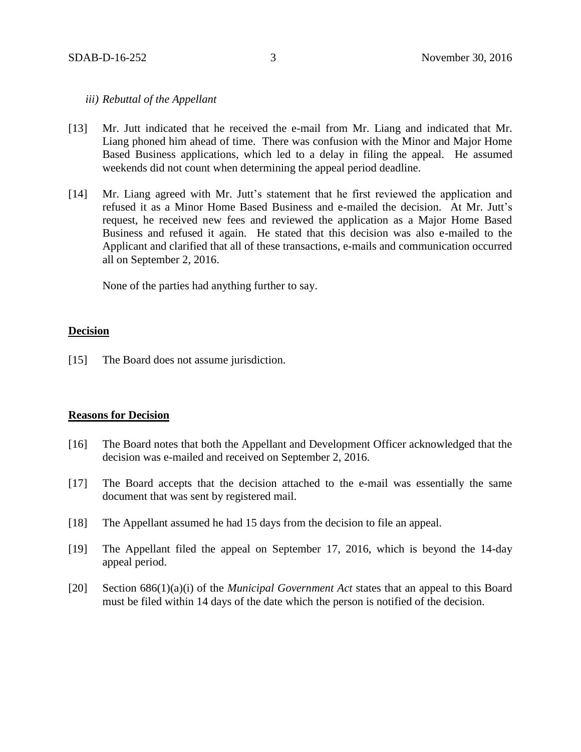*iii) Rebuttal of the Appellant*

[13] Mr. Jutt indicated that he received the e-mail from Mr. Liang and indicated that Mr. Liang phoned him ahead of time. There was confusion with the Minor and Major Home Based Business applications, which led to a delay in filing the appeal. He assumed weekends did not count when determining the appeal period deadline.

[14] Mr. Liang agreed with Mr. Jutt's statement that he first reviewed the application and refused it as a Minor Home Based Business and e-mailed the decision. At Mr. Jutt's request, he received new fees and reviewed the application as a Major Home Based Business and refused it again. He stated that this decision was also e-mailed to the Applicant and clarified that all of these transactions, e-mails and communication occurred all on September 2, 2016.

None of the parties had anything further to say.

## Decision

[15] The Board does not assume jurisdiction.

## Reasons for Decision

[16] The Board notes that both the Appellant and Development Officer acknowledged that the decision was e-mailed and received on September 2, 2016.

[17] The Board accepts that the decision attached to the e-mail was essentially the same document that was sent by registered mail.

[18] The Appellant assumed he had 15 days from the decision to file an appeal.

[19] The Appellant filed the appeal on September 17, 2016, which is beyond the 14-day appeal period.

[20] Section 686(1)(a)(i) of the *Municipal Government Act* states that an appeal to this Board must be filed within 14 days of the date which the person is notified of the decision.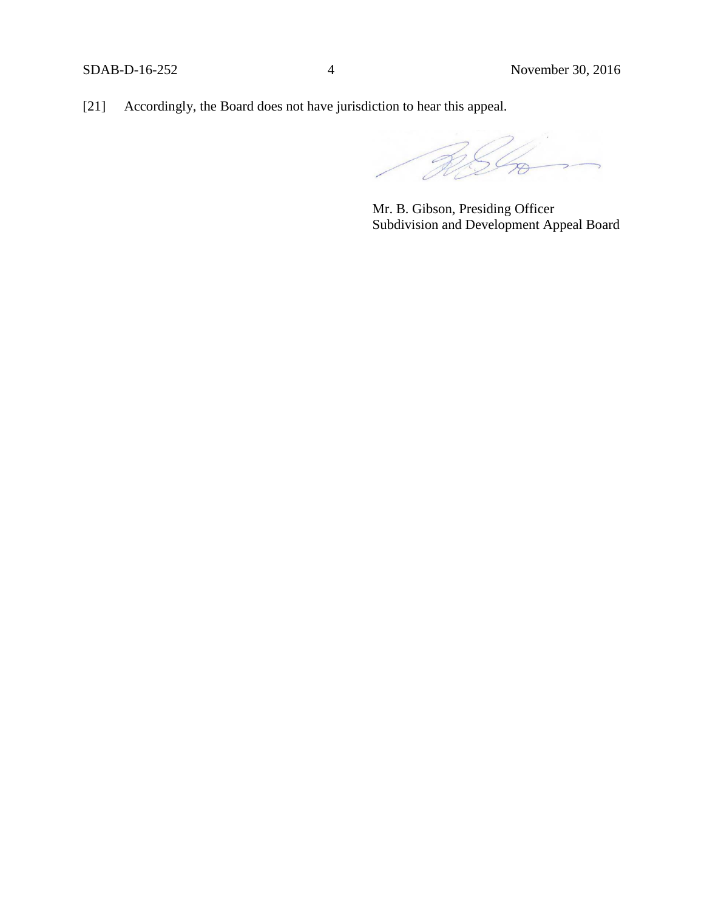[21] Accordingly, the Board does not have jurisdiction to hear this appeal.

Mr. B. Gibson, Presiding Officer
Subdivision and Development Appeal Board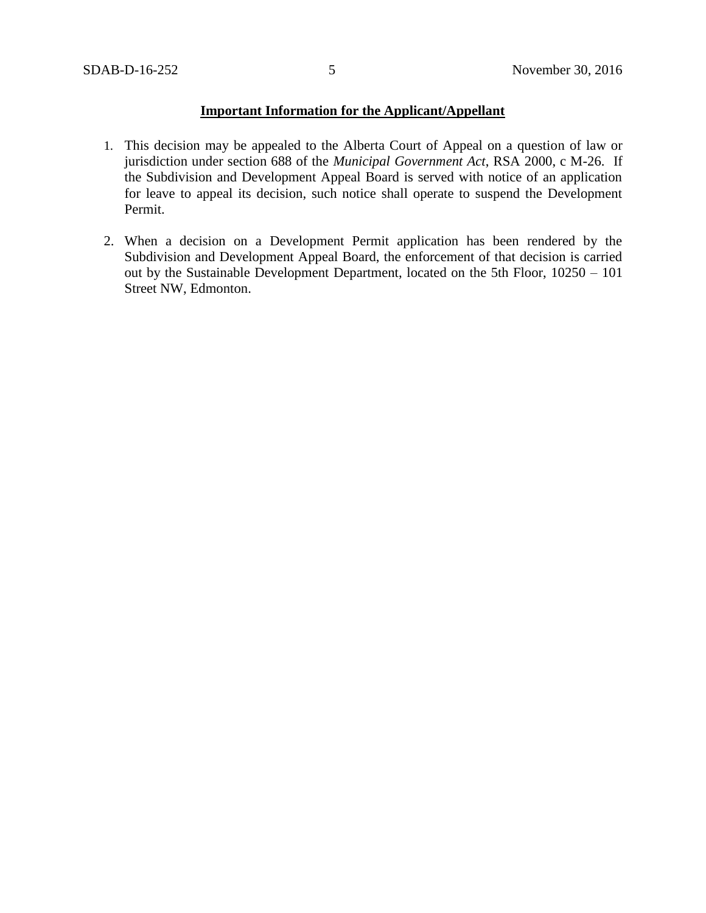**Important Information for the Applicant/Appellant**

1. This decision may be appealed to the Alberta Court of Appeal on a question of law or jurisdiction under section 688 of the *Municipal Government Act*, RSA 2000, c M-26. If the Subdivision and Development Appeal Board is served with notice of an application for leave to appeal its decision, such notice shall operate to suspend the Development Permit.

2. When a decision on a Development Permit application has been rendered by the Subdivision and Development Appeal Board, the enforcement of that decision is carried out by the Sustainable Development Department, located on the 5th Floor, 10250 – 101 Street NW, Edmonton.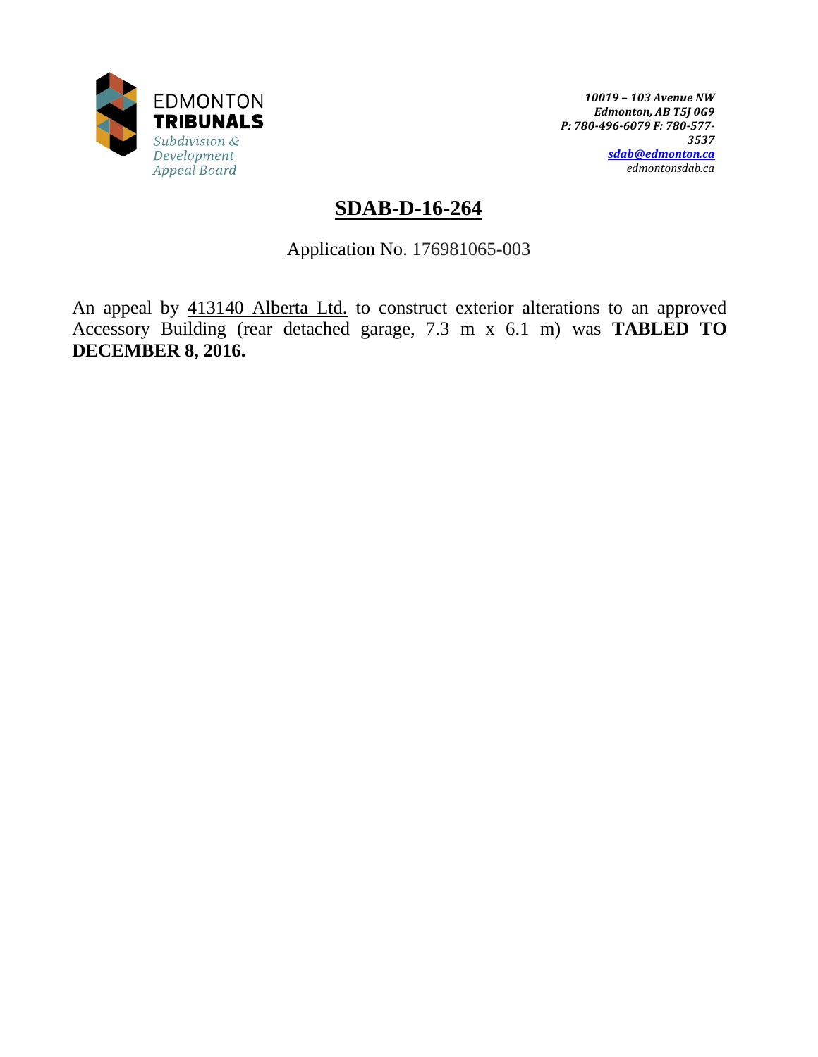EDMONTON
**TRIBUNALS**
*Subdivision & Development Appeal Board*

*10019 – 103 Avenue NW*
*Edmonton, AB T5J 0G9*
*P: 780-496-6079 F: 780-577-3537*
*sdab@edmonton.ca*
*edmontonsdab.ca*

# SDAB-D-16-264

Application No. 176981065-003

An appeal by 413140 Alberta Ltd. to construct exterior alterations to an approved Accessory Building (rear detached garage, 7.3 m x 6.1 m) was **TABLED TO DECEMBER 8, 2016.**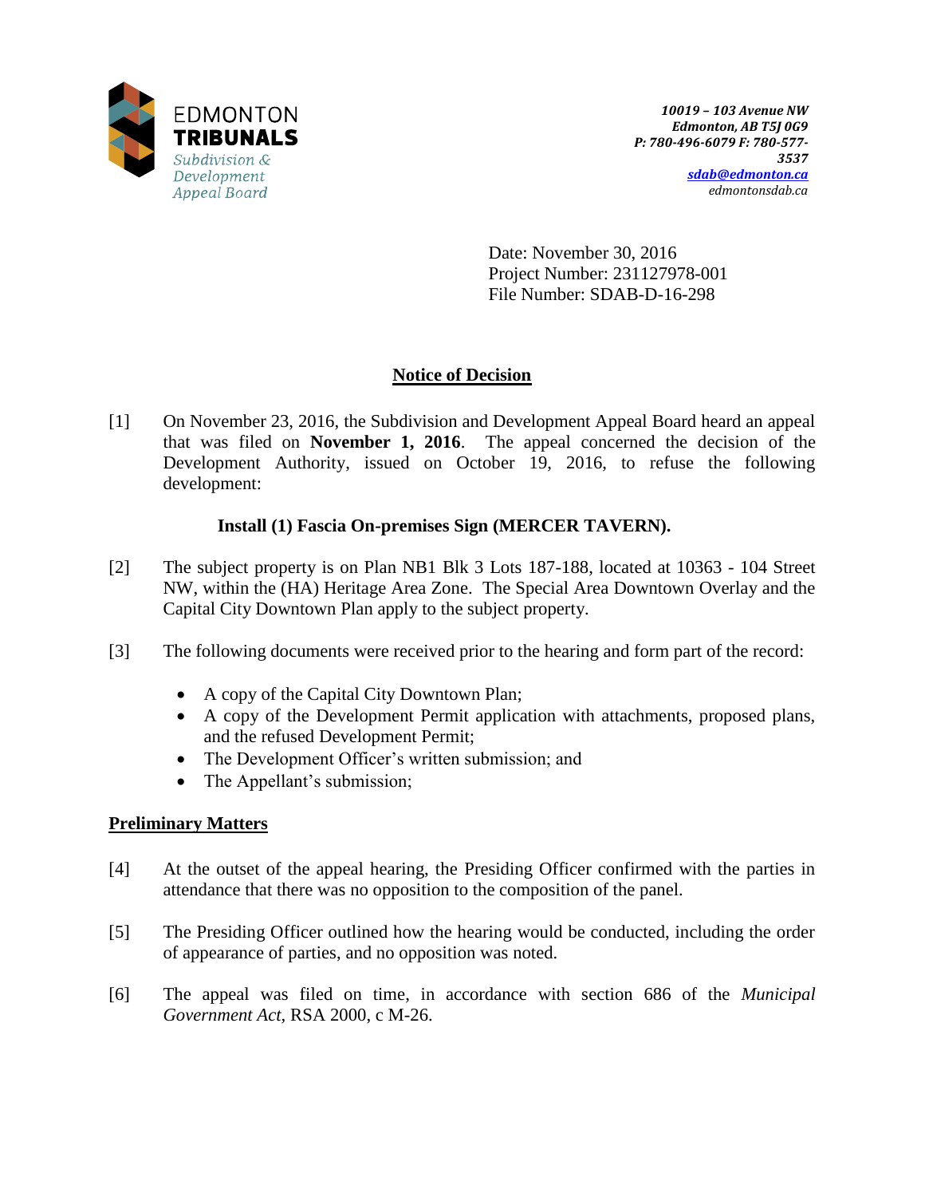EDMONTON **TRIBUNALS**
*Subdivision & Development Appeal Board*

***10019 – 103 Avenue NW***
***Edmonton, AB T5J 0G9***
***P: 780-496-6079 F: 780-577-3537***
***sdab@edmonton.ca***
*edmontonsdab.ca*

Date: November 30, 2016
Project Number: 231127978-001
File Number: SDAB-D-16-298

## Notice of Decision

[1] On November 23, 2016, the Subdivision and Development Appeal Board heard an appeal that was filed on **November 1, 2016**. The appeal concerned the decision of the Development Authority, issued on October 19, 2016, to refuse the following development:

**Install (1) Fascia On-premises Sign (MERCER TAVERN).**

[2] The subject property is on Plan NB1 Blk 3 Lots 187-188, located at 10363 - 104 Street NW, within the (HA) Heritage Area Zone. The Special Area Downtown Overlay and the Capital City Downtown Plan apply to the subject property.

[3] The following documents were received prior to the hearing and form part of the record:

- A copy of the Capital City Downtown Plan;
- A copy of the Development Permit application with attachments, proposed plans, and the refused Development Permit;
- The Development Officer's written submission; and
- The Appellant's submission;

### Preliminary Matters

[4] At the outset of the appeal hearing, the Presiding Officer confirmed with the parties in attendance that there was no opposition to the composition of the panel.

[5] The Presiding Officer outlined how the hearing would be conducted, including the order of appearance of parties, and no opposition was noted.

[6] The appeal was filed on time, in accordance with section 686 of the *Municipal Government Act*, RSA 2000, c M-26.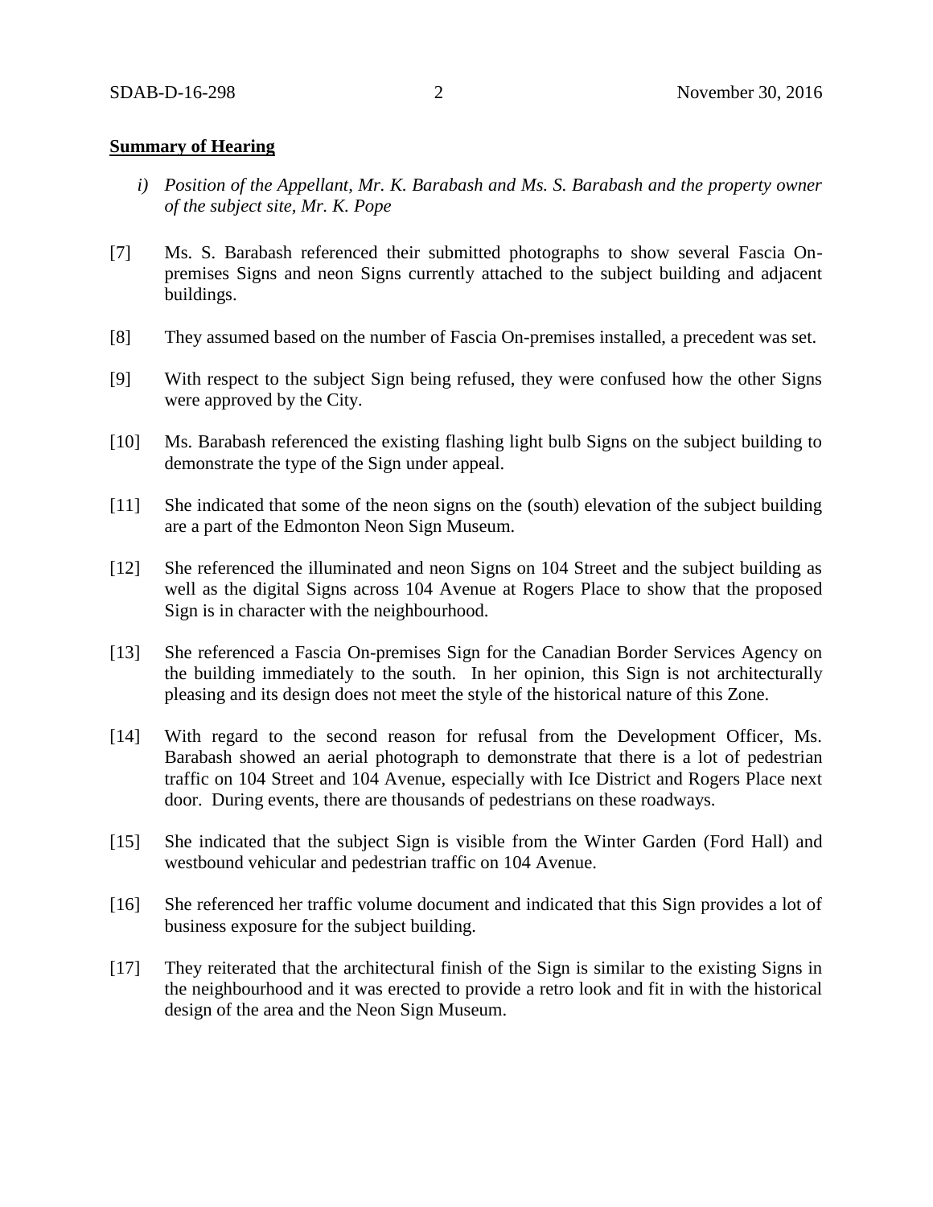**Summary of Hearing**

*i) Position of the Appellant, Mr. K. Barabash and Ms. S. Barabash and the property owner of the subject site, Mr. K. Pope*

[7] Ms. S. Barabash referenced their submitted photographs to show several Fascia On-premises Signs and neon Signs currently attached to the subject building and adjacent buildings.

[8] They assumed based on the number of Fascia On-premises installed, a precedent was set.

[9] With respect to the subject Sign being refused, they were confused how the other Signs were approved by the City.

[10] Ms. Barabash referenced the existing flashing light bulb Signs on the subject building to demonstrate the type of the Sign under appeal.

[11] She indicated that some of the neon signs on the (south) elevation of the subject building are a part of the Edmonton Neon Sign Museum.

[12] She referenced the illuminated and neon Signs on 104 Street and the subject building as well as the digital Signs across 104 Avenue at Rogers Place to show that the proposed Sign is in character with the neighbourhood.

[13] She referenced a Fascia On-premises Sign for the Canadian Border Services Agency on the building immediately to the south. In her opinion, this Sign is not architecturally pleasing and its design does not meet the style of the historical nature of this Zone.

[14] With regard to the second reason for refusal from the Development Officer, Ms. Barabash showed an aerial photograph to demonstrate that there is a lot of pedestrian traffic on 104 Street and 104 Avenue, especially with Ice District and Rogers Place next door. During events, there are thousands of pedestrians on these roadways.

[15] She indicated that the subject Sign is visible from the Winter Garden (Ford Hall) and westbound vehicular and pedestrian traffic on 104 Avenue.

[16] She referenced her traffic volume document and indicated that this Sign provides a lot of business exposure for the subject building.

[17] They reiterated that the architectural finish of the Sign is similar to the existing Signs in the neighbourhood and it was erected to provide a retro look and fit in with the historical design of the area and the Neon Sign Museum.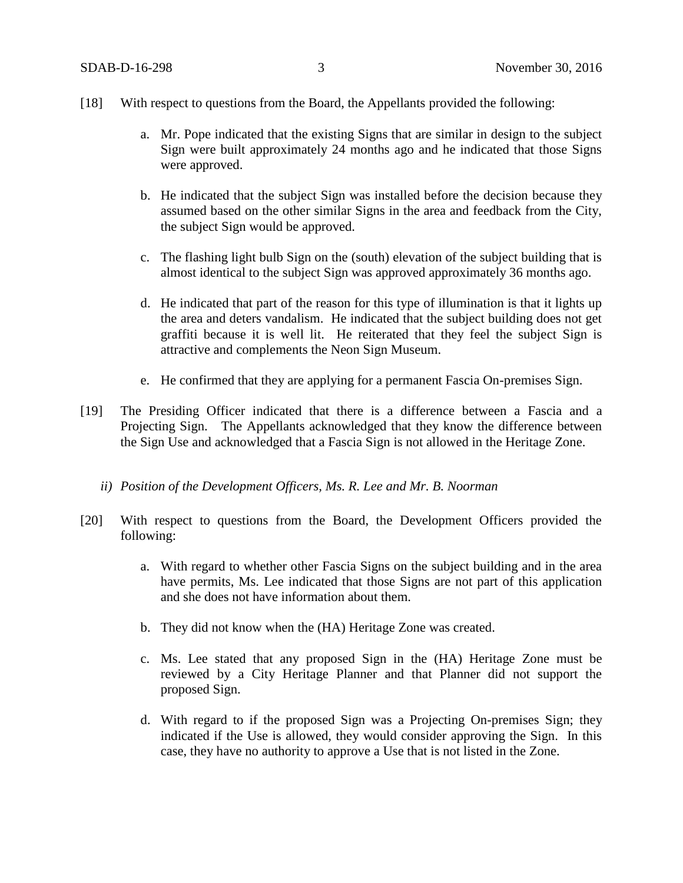[18] With respect to questions from the Board, the Appellants provided the following:

a. Mr. Pope indicated that the existing Signs that are similar in design to the subject Sign were built approximately 24 months ago and he indicated that those Signs were approved.

b. He indicated that the subject Sign was installed before the decision because they assumed based on the other similar Signs in the area and feedback from the City, the subject Sign would be approved.

c. The flashing light bulb Sign on the (south) elevation of the subject building that is almost identical to the subject Sign was approved approximately 36 months ago.

d. He indicated that part of the reason for this type of illumination is that it lights up the area and deters vandalism. He indicated that the subject building does not get graffiti because it is well lit. He reiterated that they feel the subject Sign is attractive and complements the Neon Sign Museum.

e. He confirmed that they are applying for a permanent Fascia On-premises Sign.

[19] The Presiding Officer indicated that there is a difference between a Fascia and a Projecting Sign. The Appellants acknowledged that they know the difference between the Sign Use and acknowledged that a Fascia Sign is not allowed in the Heritage Zone.

*ii) Position of the Development Officers, Ms. R. Lee and Mr. B. Noorman*

[20] With respect to questions from the Board, the Development Officers provided the following:

a. With regard to whether other Fascia Signs on the subject building and in the area have permits, Ms. Lee indicated that those Signs are not part of this application and she does not have information about them.

b. They did not know when the (HA) Heritage Zone was created.

c. Ms. Lee stated that any proposed Sign in the (HA) Heritage Zone must be reviewed by a City Heritage Planner and that Planner did not support the proposed Sign.

d. With regard to if the proposed Sign was a Projecting On-premises Sign; they indicated if the Use is allowed, they would consider approving the Sign. In this case, they have no authority to approve a Use that is not listed in the Zone.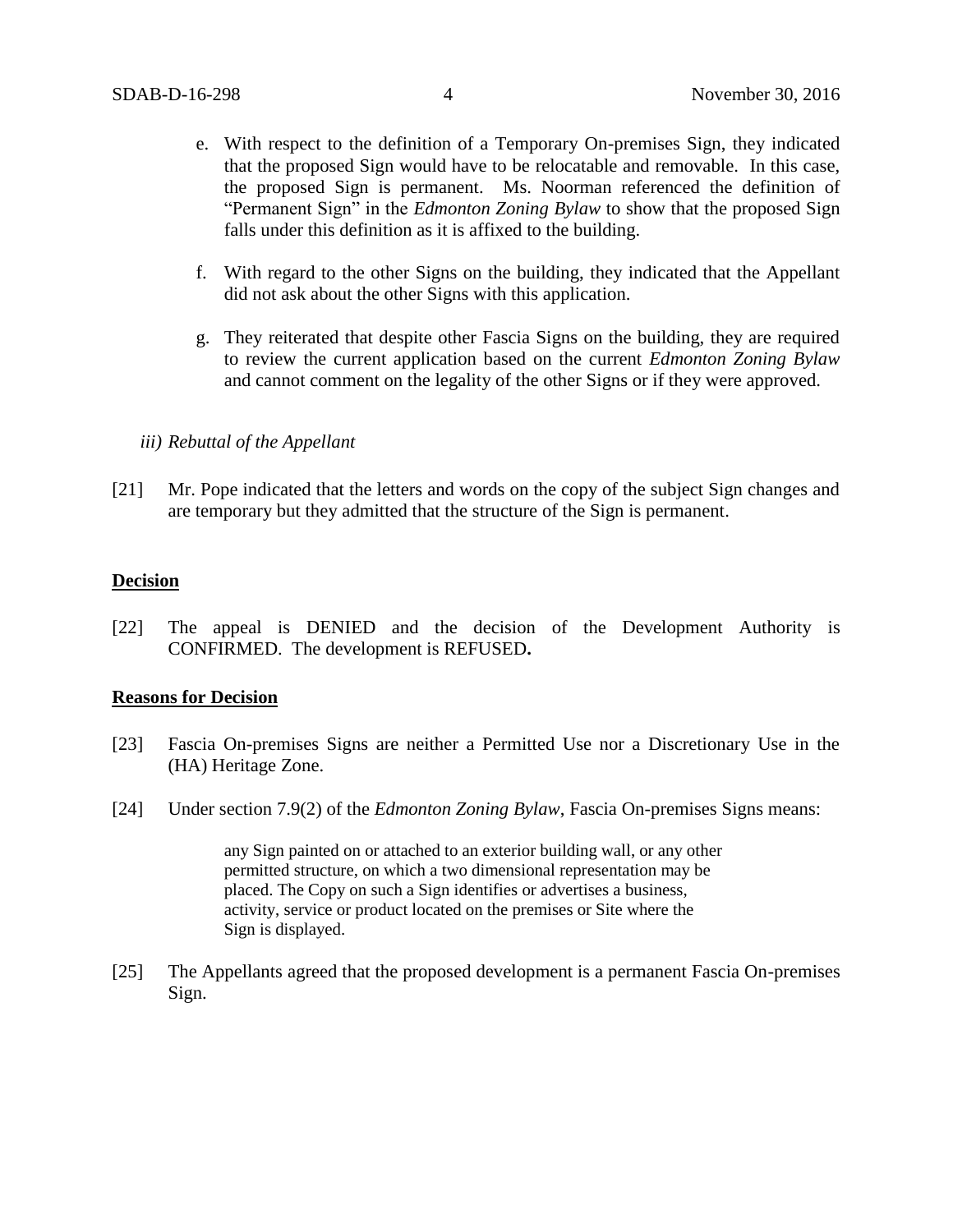e. With respect to the definition of a Temporary On-premises Sign, they indicated that the proposed Sign would have to be relocatable and removable. In this case, the proposed Sign is permanent. Ms. Noorman referenced the definition of "Permanent Sign" in the *Edmonton Zoning Bylaw* to show that the proposed Sign falls under this definition as it is affixed to the building.

f. With regard to the other Signs on the building, they indicated that the Appellant did not ask about the other Signs with this application.

g. They reiterated that despite other Fascia Signs on the building, they are required to review the current application based on the current *Edmonton Zoning Bylaw* and cannot comment on the legality of the other Signs or if they were approved.

*iii) Rebuttal of the Appellant*

[21] Mr. Pope indicated that the letters and words on the copy of the subject Sign changes and are temporary but they admitted that the structure of the Sign is permanent.

## Decision

[22] The appeal is DENIED and the decision of the Development Authority is CONFIRMED. The development is REFUSED**.**

## Reasons for Decision

[23] Fascia On-premises Signs are neither a Permitted Use nor a Discretionary Use in the (HA) Heritage Zone.

[24] Under section 7.9(2) of the *Edmonton Zoning Bylaw*, Fascia On-premises Signs means:

> any Sign painted on or attached to an exterior building wall, or any other permitted structure, on which a two dimensional representation may be placed. The Copy on such a Sign identifies or advertises a business, activity, service or product located on the premises or Site where the Sign is displayed.

[25] The Appellants agreed that the proposed development is a permanent Fascia On-premises Sign.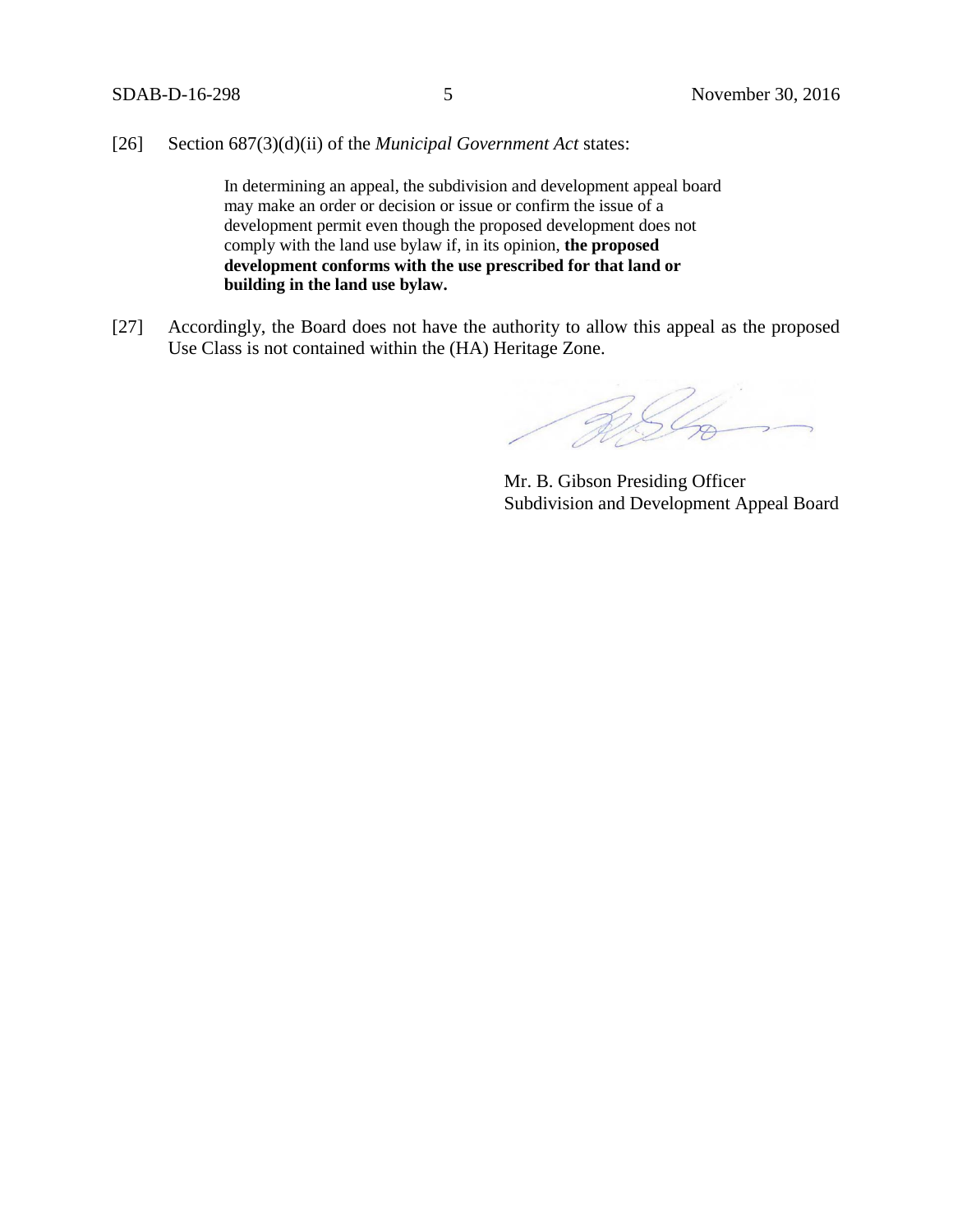[26] Section 687(3)(d)(ii) of the *Municipal Government Act* states:

> In determining an appeal, the subdivision and development appeal board may make an order or decision or issue or confirm the issue of a development permit even though the proposed development does not comply with the land use bylaw if, in its opinion, **the proposed development conforms with the use prescribed for that land or building in the land use bylaw.**

[27] Accordingly, the Board does not have the authority to allow this appeal as the proposed Use Class is not contained within the (HA) Heritage Zone.

Mr. B. Gibson Presiding Officer
Subdivision and Development Appeal Board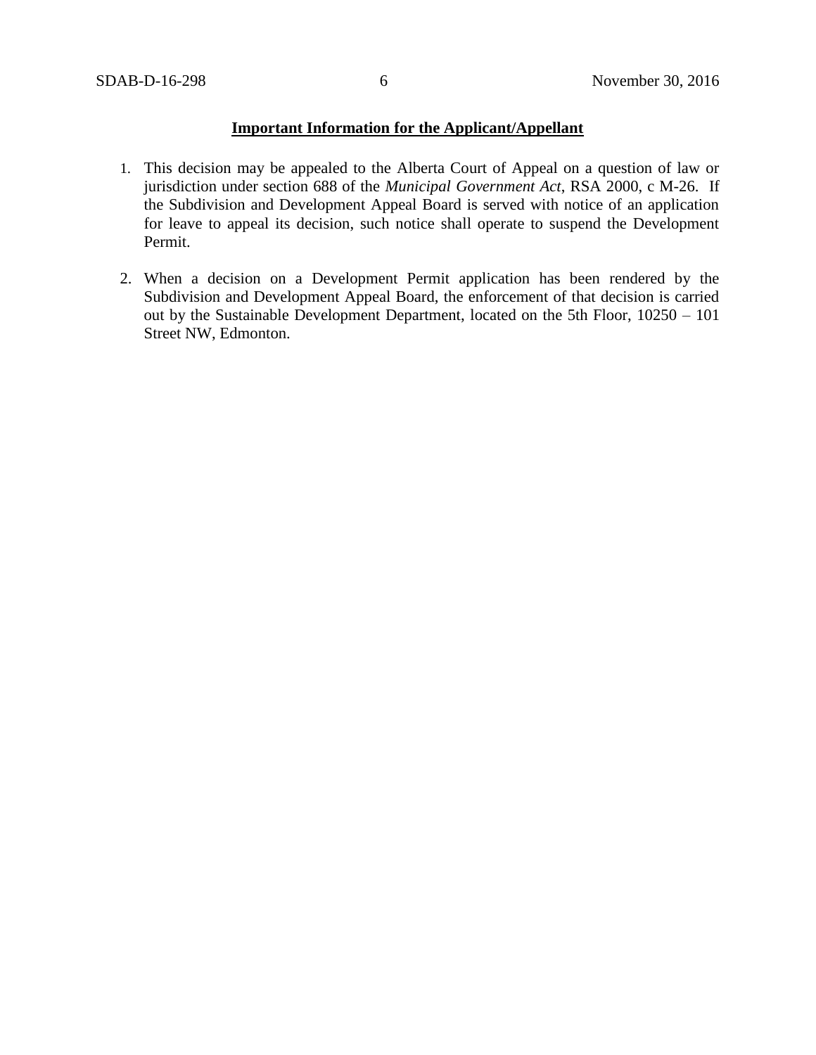**Important Information for the Applicant/Appellant**

1. This decision may be appealed to the Alberta Court of Appeal on a question of law or jurisdiction under section 688 of the *Municipal Government Act*, RSA 2000, c M-26. If the Subdivision and Development Appeal Board is served with notice of an application for leave to appeal its decision, such notice shall operate to suspend the Development Permit.

2. When a decision on a Development Permit application has been rendered by the Subdivision and Development Appeal Board, the enforcement of that decision is carried out by the Sustainable Development Department, located on the 5th Floor, 10250 – 101 Street NW, Edmonton.